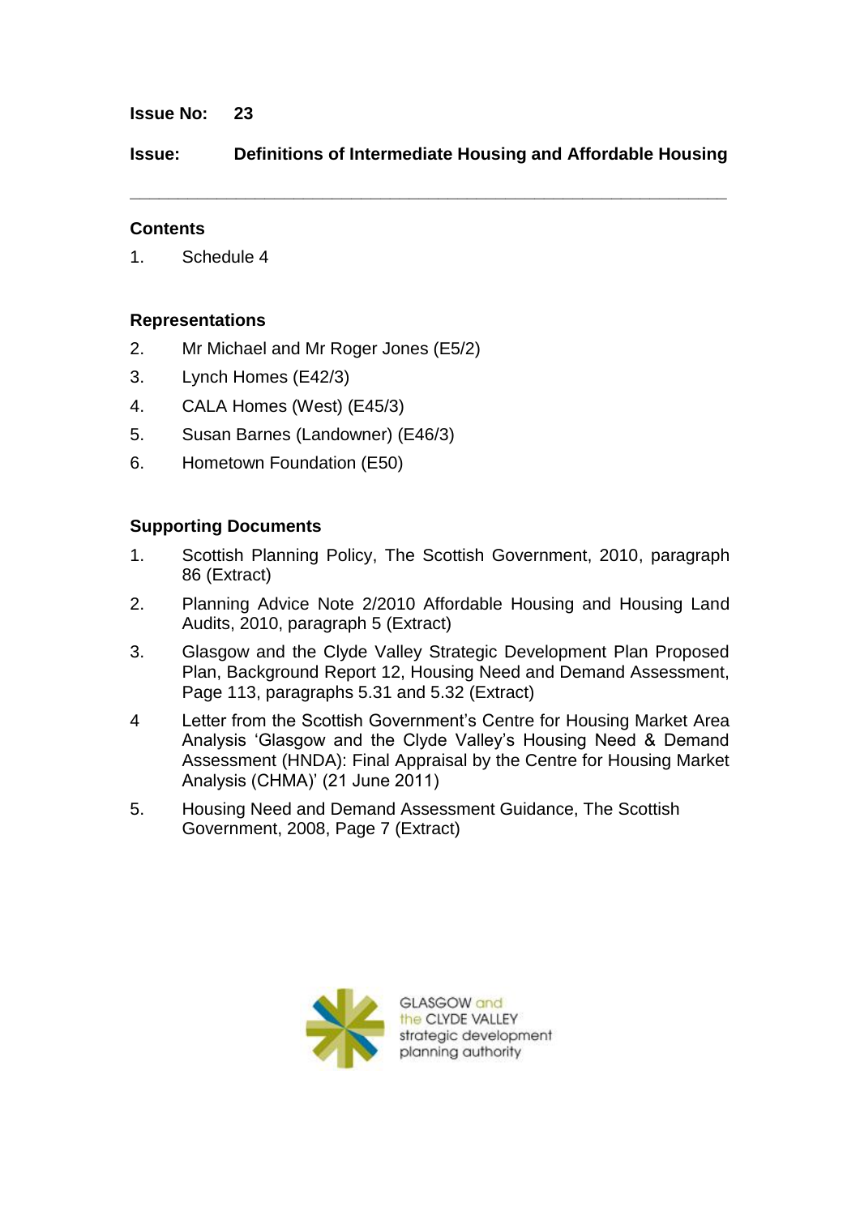**Issue No:** 23

**Issue:** **Definitions of Intermediate Housing and Affordable Housing**

---

**Contents**

1. Schedule 4

**Representations**

2. Mr Michael and Mr Roger Jones (E5/2)
3. Lynch Homes (E42/3)
4. CALA Homes (West) (E45/3)
5. Susan Barnes (Landowner) (E46/3)
6. Hometown Foundation (E50)

**Supporting Documents**

1. Scottish Planning Policy, The Scottish Government, 2010, paragraph 86 (Extract)
2. Planning Advice Note 2/2010 Affordable Housing and Housing Land Audits, 2010, paragraph 5 (Extract)
3. Glasgow and the Clyde Valley Strategic Development Plan Proposed Plan, Background Report 12, Housing Need and Demand Assessment, Page 113, paragraphs 5.31 and 5.32 (Extract)
4. Letter from the Scottish Government's Centre for Housing Market Area Analysis 'Glasgow and the Clyde Valley's Housing Need & Demand Assessment (HNDA): Final Appraisal by the Centre for Housing Market Analysis (CHMA)' (21 June 2011)
5. Housing Need and Demand Assessment Guidance, The Scottish Government, 2008, Page 7 (Extract)

GLASGOW and the CLYDE VALLEY strategic development planning authority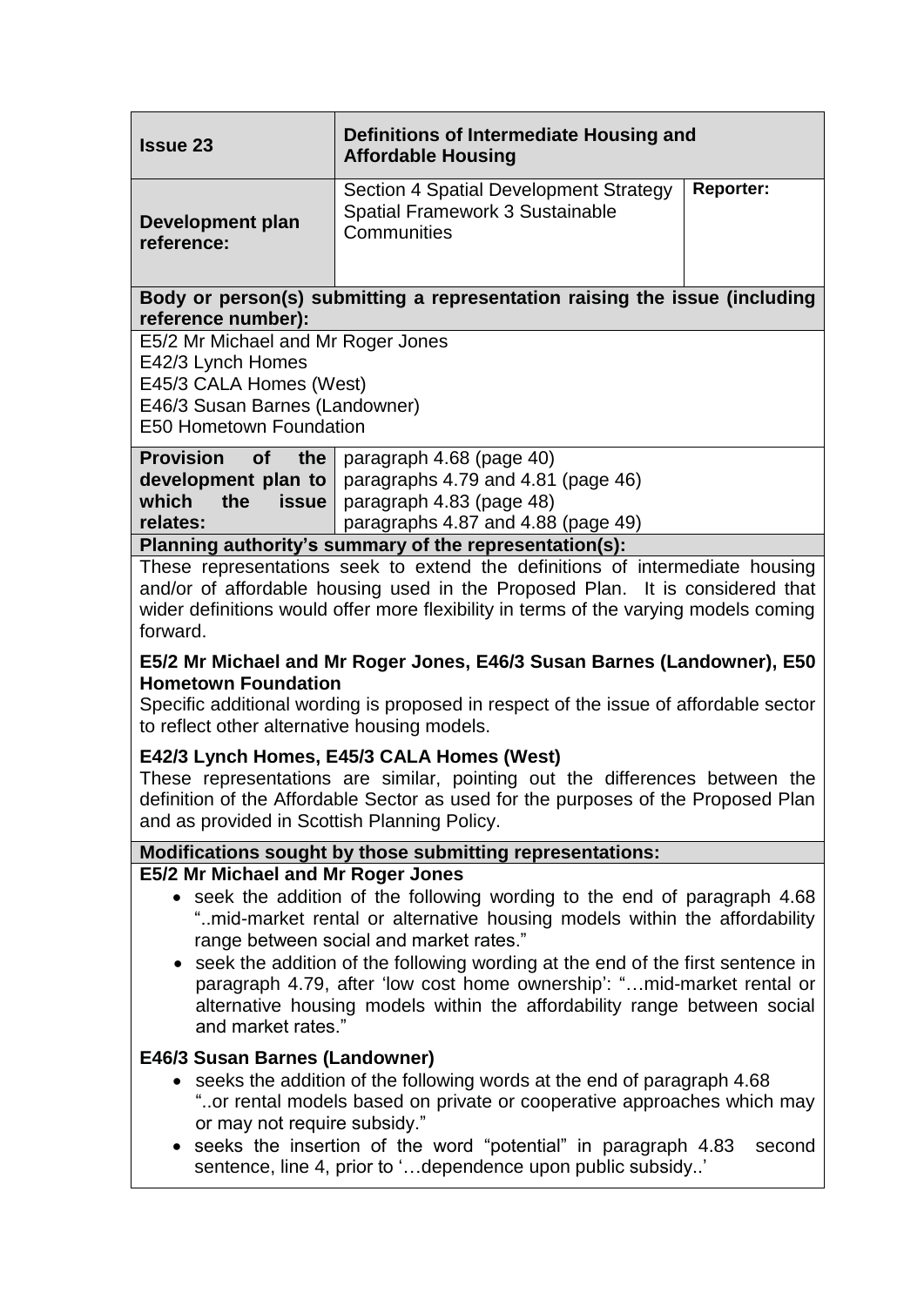| **Issue 23** | **Definitions of Intermediate Housing and Affordable Housing** | |
|---|---|---|
| **Development plan reference:** | Section 4 Spatial Development Strategy Spatial Framework 3 Sustainable Communities | **Reporter:** |

**Body or person(s) submitting a representation raising the issue (including reference number):**

E5/2 Mr Michael and Mr Roger Jones
E42/3 Lynch Homes
E45/3 CALA Homes (West)
E46/3 Susan Barnes (Landowner)
E50 Hometown Foundation

| **Provision of the development plan to which the issue relates:** | paragraph 4.68 (page 40)<br>paragraphs 4.79 and 4.81 (page 46)<br>paragraph 4.83 (page 48)<br>paragraphs 4.87 and 4.88 (page 49) |
|---|---|

**Planning authority's summary of the representation(s):**

These representations seek to extend the definitions of intermediate housing and/or of affordable housing used in the Proposed Plan. It is considered that wider definitions would offer more flexibility in terms of the varying models coming forward.

**E5/2 Mr Michael and Mr Roger Jones, E46/3 Susan Barnes (Landowner), E50 Hometown Foundation**
Specific additional wording is proposed in respect of the issue of affordable sector to reflect other alternative housing models.

**E42/3 Lynch Homes, E45/3 CALA Homes (West)**
These representations are similar, pointing out the differences between the definition of the Affordable Sector as used for the purposes of the Proposed Plan and as provided in Scottish Planning Policy.

**Modifications sought by those submitting representations:**

**E5/2 Mr Michael and Mr Roger Jones**

- seek the addition of the following wording to the end of paragraph 4.68 "..mid-market rental or alternative housing models within the affordability range between social and market rates."
- seek the addition of the following wording at the end of the first sentence in paragraph 4.79, after 'low cost home ownership': "…mid-market rental or alternative housing models within the affordability range between social and market rates."

**E46/3 Susan Barnes (Landowner)**

- seeks the addition of the following words at the end of paragraph 4.68 "..or rental models based on private or cooperative approaches which may or may not require subsidy."
- seeks the insertion of the word "potential" in paragraph 4.83 second sentence, line 4, prior to '…dependence upon public subsidy..'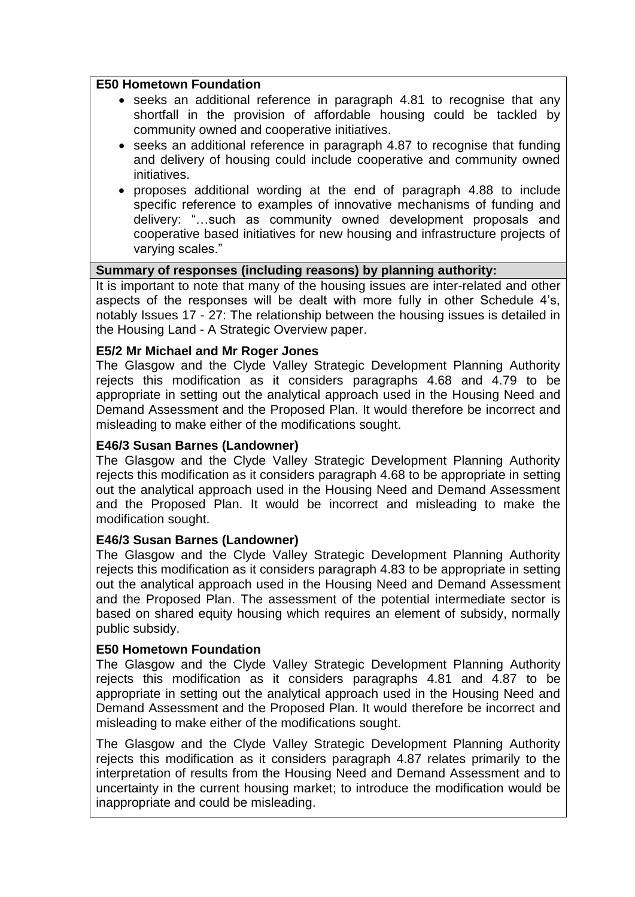**E50 Hometown Foundation**

- seeks an additional reference in paragraph 4.81 to recognise that any shortfall in the provision of affordable housing could be tackled by community owned and cooperative initiatives.
- seeks an additional reference in paragraph 4.87 to recognise that funding and delivery of housing could include cooperative and community owned initiatives.
- proposes additional wording at the end of paragraph 4.88 to include specific reference to examples of innovative mechanisms of funding and delivery: "…such as community owned development proposals and cooperative based initiatives for new housing and infrastructure projects of varying scales."

**Summary of responses (including reasons) by planning authority:**

It is important to note that many of the housing issues are inter-related and other aspects of the responses will be dealt with more fully in other Schedule 4's, notably Issues 17 - 27: The relationship between the housing issues is detailed in the Housing Land - A Strategic Overview paper.

**E5/2 Mr Michael and Mr Roger Jones**

The Glasgow and the Clyde Valley Strategic Development Planning Authority rejects this modification as it considers paragraphs 4.68 and 4.79 to be appropriate in setting out the analytical approach used in the Housing Need and Demand Assessment and the Proposed Plan. It would therefore be incorrect and misleading to make either of the modifications sought.

**E46/3 Susan Barnes (Landowner)**

The Glasgow and the Clyde Valley Strategic Development Planning Authority rejects this modification as it considers paragraph 4.68 to be appropriate in setting out the analytical approach used in the Housing Need and Demand Assessment and the Proposed Plan. It would be incorrect and misleading to make the modification sought.

**E46/3 Susan Barnes (Landowner)**

The Glasgow and the Clyde Valley Strategic Development Planning Authority rejects this modification as it considers paragraph 4.83 to be appropriate in setting out the analytical approach used in the Housing Need and Demand Assessment and the Proposed Plan. The assessment of the potential intermediate sector is based on shared equity housing which requires an element of subsidy, normally public subsidy.

**E50 Hometown Foundation**

The Glasgow and the Clyde Valley Strategic Development Planning Authority rejects this modification as it considers paragraphs 4.81 and 4.87 to be appropriate in setting out the analytical approach used in the Housing Need and Demand Assessment and the Proposed Plan. It would therefore be incorrect and misleading to make either of the modifications sought.

The Glasgow and the Clyde Valley Strategic Development Planning Authority rejects this modification as it considers paragraph 4.87 relates primarily to the interpretation of results from the Housing Need and Demand Assessment and to uncertainty in the current housing market; to introduce the modification would be inappropriate and could be misleading.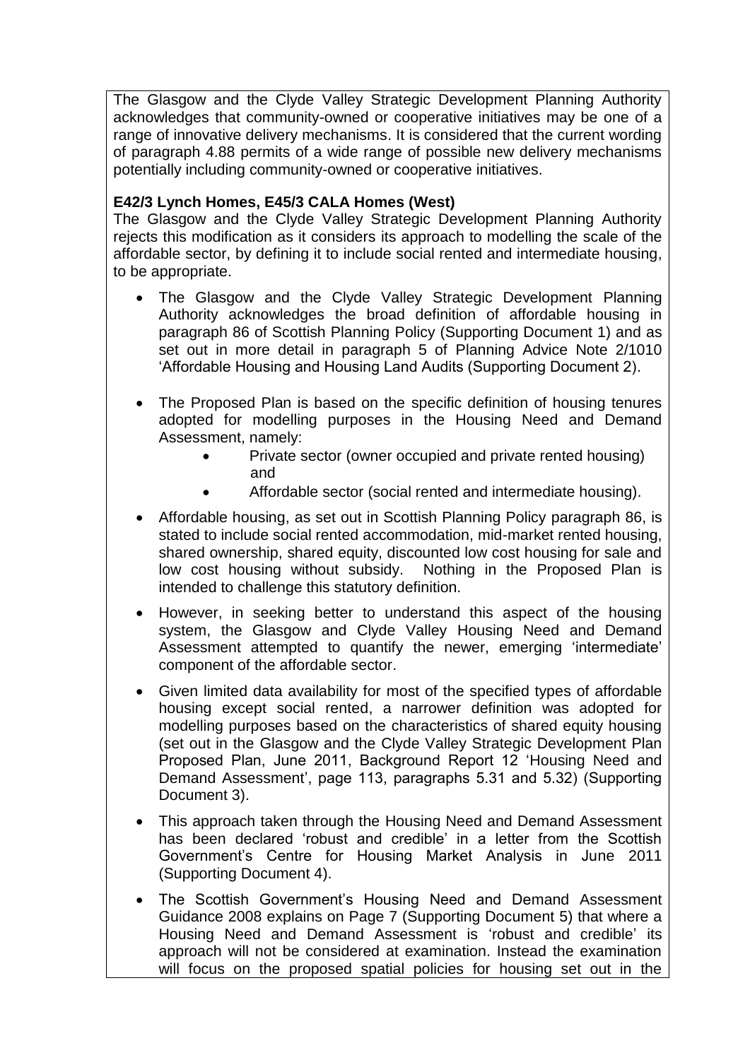The Glasgow and the Clyde Valley Strategic Development Planning Authority acknowledges that community-owned or cooperative initiatives may be one of a range of innovative delivery mechanisms. It is considered that the current wording of paragraph 4.88 permits of a wide range of possible new delivery mechanisms potentially including community-owned or cooperative initiatives.

**E42/3 Lynch Homes, E45/3 CALA Homes (West)**

The Glasgow and the Clyde Valley Strategic Development Planning Authority rejects this modification as it considers its approach to modelling the scale of the affordable sector, by defining it to include social rented and intermediate housing, to be appropriate.

- The Glasgow and the Clyde Valley Strategic Development Planning Authority acknowledges the broad definition of affordable housing in paragraph 86 of Scottish Planning Policy (Supporting Document 1) and as set out in more detail in paragraph 5 of Planning Advice Note 2/1010 'Affordable Housing and Housing Land Audits (Supporting Document 2).
- The Proposed Plan is based on the specific definition of housing tenures adopted for modelling purposes in the Housing Need and Demand Assessment, namely:
    - Private sector (owner occupied and private rented housing) and
    - Affordable sector (social rented and intermediate housing).
- Affordable housing, as set out in Scottish Planning Policy paragraph 86, is stated to include social rented accommodation, mid-market rented housing, shared ownership, shared equity, discounted low cost housing for sale and low cost housing without subsidy. Nothing in the Proposed Plan is intended to challenge this statutory definition.
- However, in seeking better to understand this aspect of the housing system, the Glasgow and Clyde Valley Housing Need and Demand Assessment attempted to quantify the newer, emerging 'intermediate' component of the affordable sector.
- Given limited data availability for most of the specified types of affordable housing except social rented, a narrower definition was adopted for modelling purposes based on the characteristics of shared equity housing (set out in the Glasgow and the Clyde Valley Strategic Development Plan Proposed Plan, June 2011, Background Report 12 'Housing Need and Demand Assessment', page 113, paragraphs 5.31 and 5.32) (Supporting Document 3).
- This approach taken through the Housing Need and Demand Assessment has been declared 'robust and credible' in a letter from the Scottish Government's Centre for Housing Market Analysis in June 2011 (Supporting Document 4).
- The Scottish Government's Housing Need and Demand Assessment Guidance 2008 explains on Page 7 (Supporting Document 5) that where a Housing Need and Demand Assessment is 'robust and credible' its approach will not be considered at examination. Instead the examination will focus on the proposed spatial policies for housing set out in the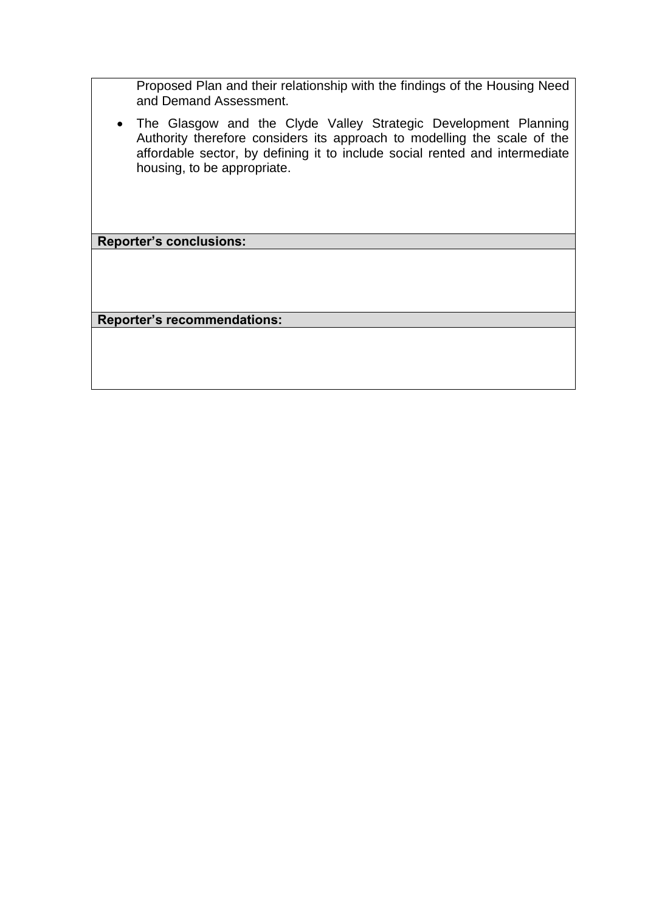Proposed Plan and their relationship with the findings of the Housing Need and Demand Assessment.

- The Glasgow and the Clyde Valley Strategic Development Planning Authority therefore considers its approach to modelling the scale of the affordable sector, by defining it to include social rented and intermediate housing, to be appropriate.

**Reporter's conclusions:**

**Reporter's recommendations:**